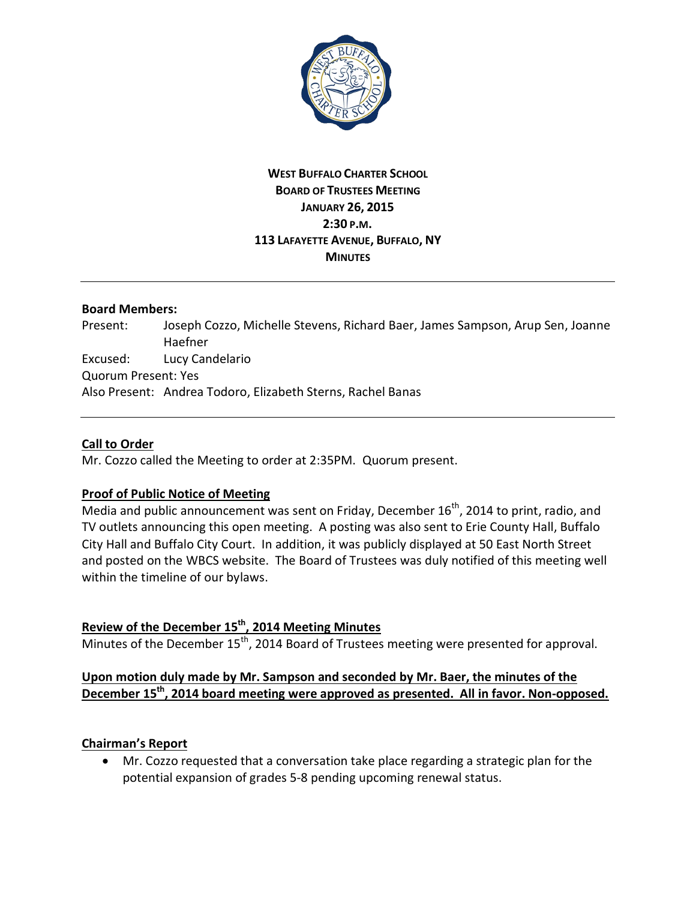**WEST BUFFALO CHARTER SCHOOL**
**BOARD OF TRUSTEES MEETING**
**JANUARY 26, 2015**
**2:30 P.M.**
**113 LAFAYETTE AVENUE, BUFFALO, NY**
**MINUTES**

---

**Board Members:**

Present: Joseph Cozzo, Michelle Stevens, Richard Baer, James Sampson, Arup Sen, Joanne Haefner

Excused: Lucy Candelario

Quorum Present: Yes

Also Present: Andrea Todoro, Elizabeth Sterns, Rachel Banas

---

**Call to Order**

Mr. Cozzo called the Meeting to order at 2:35PM. Quorum present.

**Proof of Public Notice of Meeting**

Media and public announcement was sent on Friday, December 16th, 2014 to print, radio, and TV outlets announcing this open meeting. A posting was also sent to Erie County Hall, Buffalo City Hall and Buffalo City Court. In addition, it was publicly displayed at 50 East North Street and posted on the WBCS website. The Board of Trustees was duly notified of this meeting well within the timeline of our bylaws.

**Review of the December 15th, 2014 Meeting Minutes**

Minutes of the December 15th, 2014 Board of Trustees meeting were presented for approval.

**Upon motion duly made by Mr. Sampson and seconded by Mr. Baer, the minutes of the December 15th, 2014 board meeting were approved as presented. All in favor. Non-opposed.**

**Chairman's Report**

- Mr. Cozzo requested that a conversation take place regarding a strategic plan for the potential expansion of grades 5-8 pending upcoming renewal status.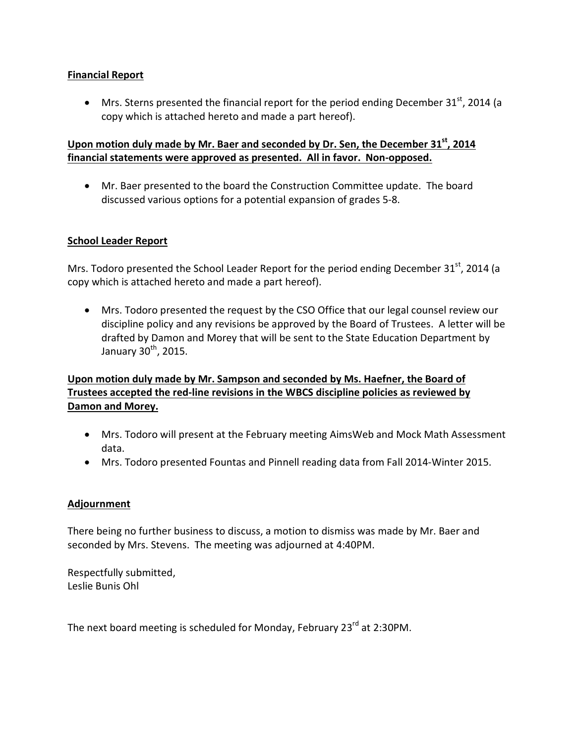**Financial Report**

- Mrs. Sterns presented the financial report for the period ending December 31st, 2014 (a copy which is attached hereto and made a part hereof).

**Upon motion duly made by Mr. Baer and seconded by Dr. Sen, the December 31st, 2014 financial statements were approved as presented. All in favor. Non-opposed.**

- Mr. Baer presented to the board the Construction Committee update. The board discussed various options for a potential expansion of grades 5-8.

**School Leader Report**

Mrs. Todoro presented the School Leader Report for the period ending December 31st, 2014 (a copy which is attached hereto and made a part hereof).

- Mrs. Todoro presented the request by the CSO Office that our legal counsel review our discipline policy and any revisions be approved by the Board of Trustees. A letter will be drafted by Damon and Morey that will be sent to the State Education Department by January 30th, 2015.

**Upon motion duly made by Mr. Sampson and seconded by Ms. Haefner, the Board of Trustees accepted the red-line revisions in the WBCS discipline policies as reviewed by Damon and Morey.**

- Mrs. Todoro will present at the February meeting AimsWeb and Mock Math Assessment data.
- Mrs. Todoro presented Fountas and Pinnell reading data from Fall 2014-Winter 2015.

**Adjournment**

There being no further business to discuss, a motion to dismiss was made by Mr. Baer and seconded by Mrs. Stevens. The meeting was adjourned at 4:40PM.

Respectfully submitted,
Leslie Bunis Ohl

The next board meeting is scheduled for Monday, February 23rd at 2:30PM.